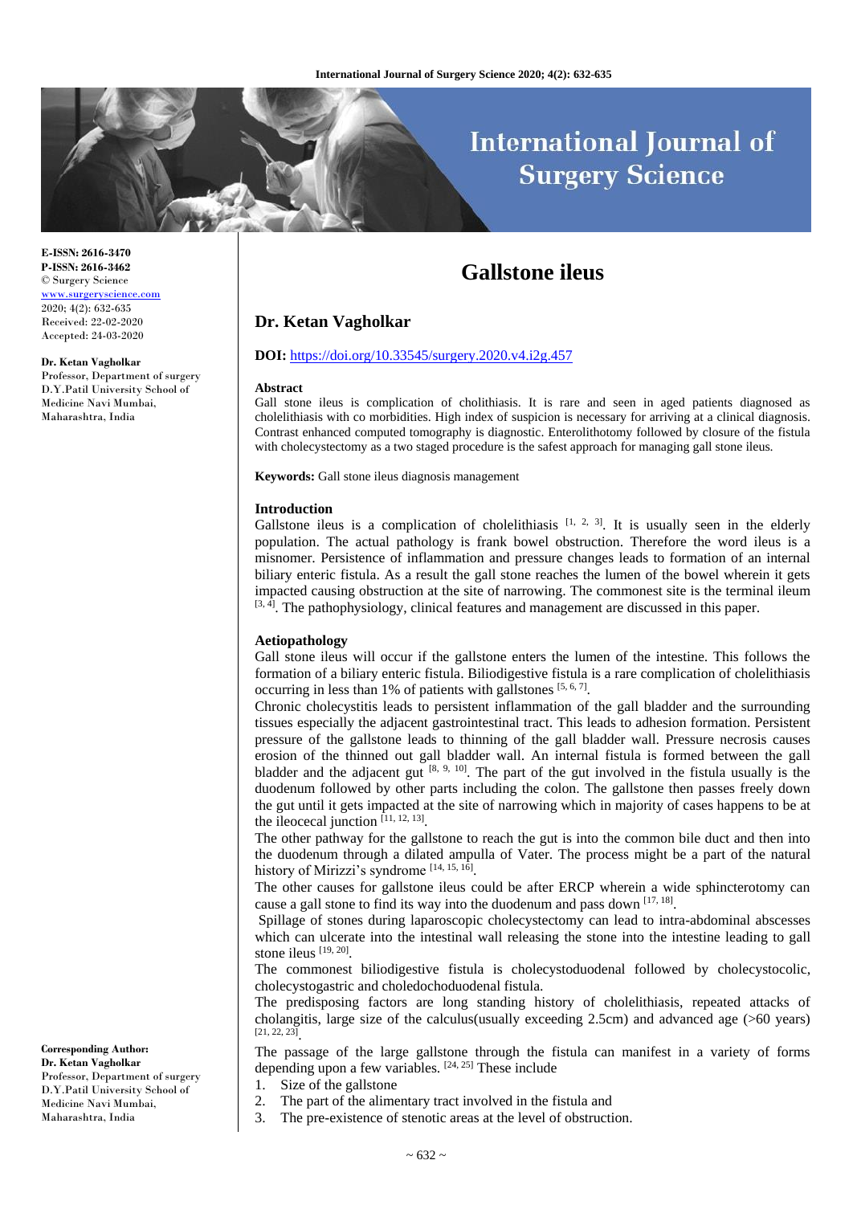**E-ISSN: 2616-3470**
**P-ISSN: 2616-3462**
© Surgery Science
www.surgeryscience.com
2020; 4(2): 632-635
Received: 22-02-2020
Accepted: 24-03-2020

**Dr. Ketan Vagholkar**
Professor, Department of surgery D.Y.Patil University School of Medicine Navi Mumbai, Maharashtra, India

**Corresponding Author:**
**Dr. Ketan Vagholkar**
Professor, Department of surgery D.Y.Patil University School of Medicine Navi Mumbai, Maharashtra, India

# Gallstone ileus

## Dr. Ketan Vagholkar

**DOI:** https://doi.org/10.33545/surgery.2020.v4.i2g.457

**Abstract**

Gall stone ileus is complication of cholithiasis. It is rare and seen in aged patients diagnosed as cholelithiasis with co morbidities. High index of suspicion is necessary for arriving at a clinical diagnosis. Contrast enhanced computed tomography is diagnostic. Enterolithotomy followed by closure of the fistula with cholecystectomy as a two staged procedure is the safest approach for managing gall stone ileus.

**Keywords:** Gall stone ileus diagnosis management

**Introduction**

Gallstone ileus is a complication of cholelithiasis [1, 2, 3]. It is usually seen in the elderly population. The actual pathology is frank bowel obstruction. Therefore the word ileus is a misnomer. Persistence of inflammation and pressure changes leads to formation of an internal biliary enteric fistula. As a result the gall stone reaches the lumen of the bowel wherein it gets impacted causing obstruction at the site of narrowing. The commonest site is the terminal ileum [3, 4]. The pathophysiology, clinical features and management are discussed in this paper.

**Aetiopathology**

Gall stone ileus will occur if the gallstone enters the lumen of the intestine. This follows the formation of a biliary enteric fistula. Biliodigestive fistula is a rare complication of cholelithiasis occurring in less than 1% of patients with gallstones [5, 6, 7].

Chronic cholecystitis leads to persistent inflammation of the gall bladder and the surrounding tissues especially the adjacent gastrointestinal tract. This leads to adhesion formation. Persistent pressure of the gallstone leads to thinning of the gall bladder wall. Pressure necrosis causes erosion of the thinned out gall bladder wall. An internal fistula is formed between the gall bladder and the adjacent gut [8, 9, 10]. The part of the gut involved in the fistula usually is the duodenum followed by other parts including the colon. The gallstone then passes freely down the gut until it gets impacted at the site of narrowing which in majority of cases happens to be at the ileocecal junction [11, 12, 13].

The other pathway for the gallstone to reach the gut is into the common bile duct and then into the duodenum through a dilated ampulla of Vater. The process might be a part of the natural history of Mirizzi's syndrome [14, 15, 16].

The other causes for gallstone ileus could be after ERCP wherein a wide sphincterotomy can cause a gall stone to find its way into the duodenum and pass down [17, 18].

Spillage of stones during laparoscopic cholecystectomy can lead to intra-abdominal abscesses which can ulcerate into the intestinal wall releasing the stone into the intestine leading to gall stone ileus [19, 20].

The commonest biliodigestive fistula is cholecystoduodenal followed by cholecystocolic, cholecystogastric and choledochoduodenal fistula.

The predisposing factors are long standing history of cholelithiasis, repeated attacks of cholangitis, large size of the calculus(usually exceeding 2.5cm) and advanced age (>60 years) [21, 22, 23].

The passage of the large gallstone through the fistula can manifest in a variety of forms depending upon a few variables. [24, 25] These include

1. Size of the gallstone
2. The part of the alimentary tract involved in the fistula and
3. The pre-existence of stenotic areas at the level of obstruction.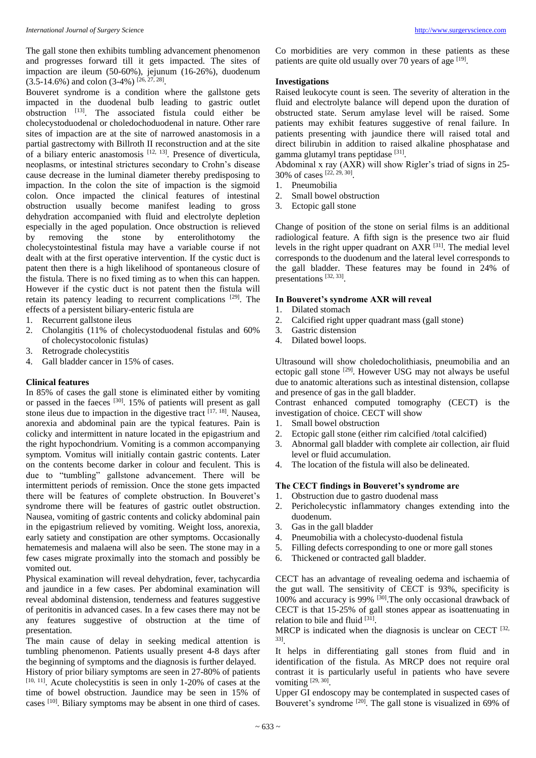The gall stone then exhibits tumbling advancement phenomenon and progresses forward till it gets impacted. The sites of impaction are ileum (50-60%), jejunum (16-26%), duodenum (3.5-14.6%) and colon (3-4%) [26, 27, 28].

Bouveret syndrome is a condition where the gallstone gets impacted in the duodenal bulb leading to gastric outlet obstruction [13]. The associated fistula could either be cholecystoduodenal or choledochoduodenal in nature. Other rare sites of impaction are at the site of narrowed anastomosis in a partial gastrectomy with Billroth II reconstruction and at the site of a biliary enteric anastomosis [12, 13]. Presence of diverticula, neoplasms, or intestinal strictures secondary to Crohn's disease cause decrease in the luminal diameter thereby predisposing to impaction. In the colon the site of impaction is the sigmoid colon. Once impacted the clinical features of intestinal obstruction usually become manifest leading to gross dehydration accompanied with fluid and electrolyte depletion especially in the aged population. Once obstruction is relieved by removing the stone by enterolithotomy the cholecystointestinal fistula may have a variable course if not dealt with at the first operative intervention. If the cystic duct is patent then there is a high likelihood of spontaneous closure of the fistula. There is no fixed timing as to when this can happen. However if the cystic duct is not patent then the fistula will retain its patency leading to recurrent complications [29]. The effects of a persistent biliary-enteric fistula are

1. Recurrent gallstone ileus
2. Cholangitis (11% of cholecystoduodenal fistulas and 60% of cholecystocolonic fistulas)
3. Retrograde cholecystitis
4. Gall bladder cancer in 15% of cases.

**Clinical features**

In 85% of cases the gall stone is eliminated either by vomiting or passed in the faeces [30]. 15% of patients will present as gall stone ileus due to impaction in the digestive tract [17, 18]. Nausea, anorexia and abdominal pain are the typical features. Pain is colicky and intermittent in nature located in the epigastrium and the right hypochondrium. Vomiting is a common accompanying symptom. Vomitus will initially contain gastric contents. Later on the contents become darker in colour and feculent. This is due to "tumbling" gallstone advancement. There will be intermittent periods of remission. Once the stone gets impacted there will be features of complete obstruction. In Bouveret's syndrome there will be features of gastric outlet obstruction. Nausea, vomiting of gastric contents and colicky abdominal pain in the epigastrium relieved by vomiting. Weight loss, anorexia, early satiety and constipation are other symptoms. Occasionally hematemesis and malaena will also be seen. The stone may in a few cases migrate proximally into the stomach and possibly be vomited out.

Physical examination will reveal dehydration, fever, tachycardia and jaundice in a few cases. Per abdominal examination will reveal abdominal distension, tenderness and features suggestive of peritonitis in advanced cases. In a few cases there may not be any features suggestive of obstruction at the time of presentation.

The main cause of delay in seeking medical attention is tumbling phenomenon. Patients usually present 4-8 days after the beginning of symptoms and the diagnosis is further delayed.

History of prior biliary symptoms are seen in 27-80% of patients [10, 11]. Acute cholecystitis is seen in only 1-20% of cases at the time of bowel obstruction. Jaundice may be seen in 15% of cases [10]. Biliary symptoms may be absent in one third of cases. Co morbidities are very common in these patients as these patients are quite old usually over 70 years of age [19].

**Investigations**

Raised leukocyte count is seen. The severity of alteration in the fluid and electrolyte balance will depend upon the duration of obstructed state. Serum amylase level will be raised. Some patients may exhibit features suggestive of renal failure. In patients presenting with jaundice there will raised total and direct bilirubin in addition to raised alkaline phosphatase and gamma glutamyl trans peptidase [31].

Abdominal x ray (AXR) will show Rigler's triad of signs in 25-30% of cases [22, 29, 30].

1. Pneumobilia
2. Small bowel obstruction
3. Ectopic gall stone

Change of position of the stone on serial films is an additional radiological feature. A fifth sign is the presence two air fluid levels in the right upper quadrant on AXR [31]. The medial level corresponds to the duodenum and the lateral level corresponds to the gall bladder. These features may be found in 24% of presentations [32, 33].

**In Bouveret's syndrome AXR will reveal**

1. Dilated stomach
2. Calcified right upper quadrant mass (gall stone)
3. Gastric distension
4. Dilated bowel loops.

Ultrasound will show choledocholithiasis, pneumobilia and an ectopic gall stone [29]. However USG may not always be useful due to anatomic alterations such as intestinal distension, collapse and presence of gas in the gall bladder.

Contrast enhanced computed tomography (CECT) is the investigation of choice. CECT will show

1. Small bowel obstruction
2. Ectopic gall stone (either rim calcified /total calcified)
3. Abnormal gall bladder with complete air collection, air fluid level or fluid accumulation.
4. The location of the fistula will also be delineated.

**The CECT findings in Bouveret's syndrome are**

1. Obstruction due to gastro duodenal mass
2. Pericholecystic inflammatory changes extending into the duodenum.
3. Gas in the gall bladder
4. Pneumobilia with a cholecysto-duodenal fistula
5. Filling defects corresponding to one or more gall stones
6. Thickened or contracted gall bladder.

CECT has an advantage of revealing oedema and ischaemia of the gut wall. The sensitivity of CECT is 93%, specificity is 100% and accuracy is 99% [30]. The only occasional drawback of CECT is that 15-25% of gall stones appear as isoattenuating in relation to bile and fluid [31].

MRCP is indicated when the diagnosis is unclear on CECT [32, 33].

It helps in differentiating gall stones from fluid and in identification of the fistula. As MRCP does not require oral contrast it is particularly useful in patients who have severe vomiting [29, 30].

Upper GI endoscopy may be contemplated in suspected cases of Bouveret's syndrome [20]. The gall stone is visualized in 69% of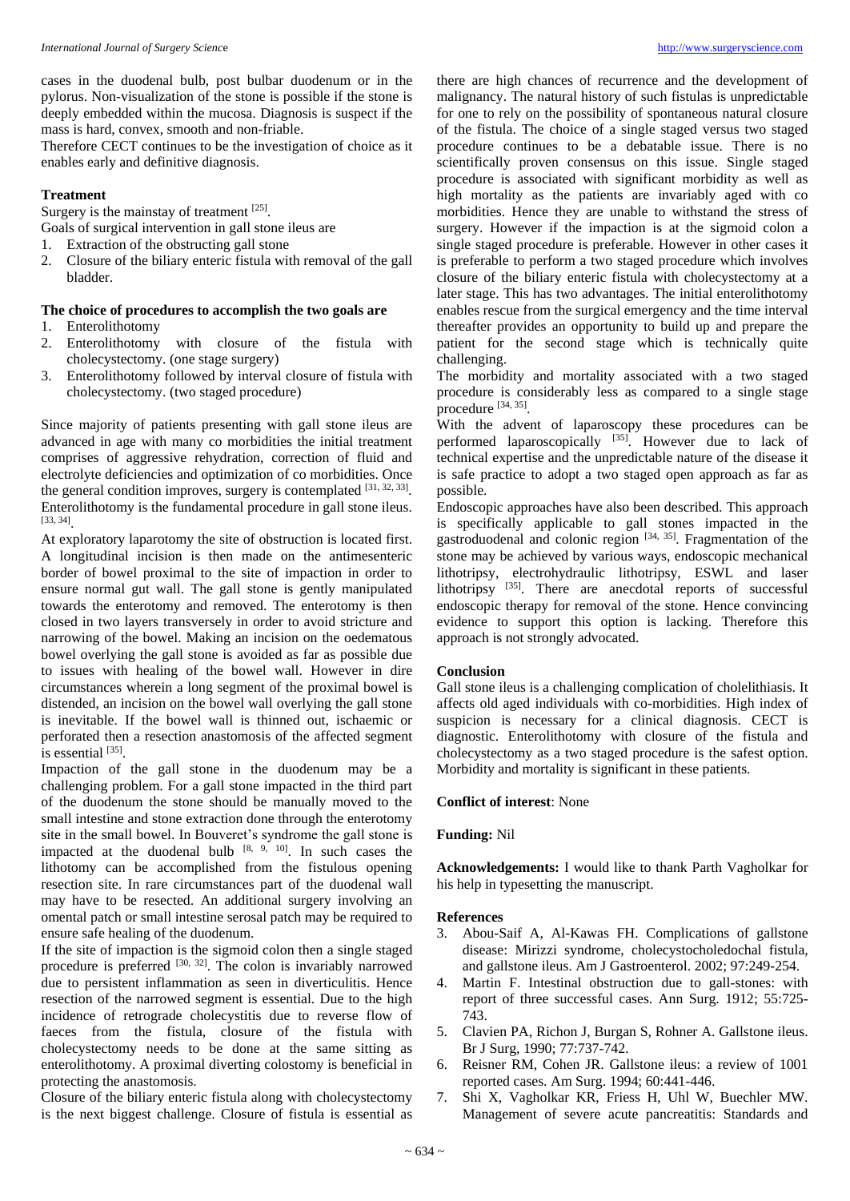cases in the duodenal bulb, post bulbar duodenum or in the pylorus. Non-visualization of the stone is possible if the stone is deeply embedded within the mucosa. Diagnosis is suspect if the mass is hard, convex, smooth and non-friable.

Therefore CECT continues to be the investigation of choice as it enables early and definitive diagnosis.

## Treatment

Surgery is the mainstay of treatment [25].

Goals of surgical intervention in gall stone ileus are

1. Extraction of the obstructing gall stone
2. Closure of the biliary enteric fistula with removal of the gall bladder.

### The choice of procedures to accomplish the two goals are

1. Enterolithotomy
2. Enterolithotomy with closure of the fistula with cholecystectomy. (one stage surgery)
3. Enterolithotomy followed by interval closure of fistula with cholecystectomy. (two staged procedure)

Since majority of patients presenting with gall stone ileus are advanced in age with many co morbidities the initial treatment comprises of aggressive rehydration, correction of fluid and electrolyte deficiencies and optimization of co morbidities. Once the general condition improves, surgery is contemplated [31, 32, 33]. Enterolithotomy is the fundamental procedure in gall stone ileus. [33, 34].

At exploratory laparotomy the site of obstruction is located first. A longitudinal incision is then made on the antimesenteric border of bowel proximal to the site of impaction in order to ensure normal gut wall. The gall stone is gently manipulated towards the enterotomy and removed. The enterotomy is then closed in two layers transversely in order to avoid stricture and narrowing of the bowel. Making an incision on the oedematous bowel overlying the gall stone is avoided as far as possible due to issues with healing of the bowel wall. However in dire circumstances wherein a long segment of the proximal bowel is distended, an incision on the bowel wall overlying the gall stone is inevitable. If the bowel wall is thinned out, ischaemic or perforated then a resection anastomosis of the affected segment is essential [35].

Impaction of the gall stone in the duodenum may be a challenging problem. For a gall stone impacted in the third part of the duodenum the stone should be manually moved to the small intestine and stone extraction done through the enterotomy site in the small bowel. In Bouveret's syndrome the gall stone is impacted at the duodenal bulb [8, 9, 10]. In such cases the lithotomy can be accomplished from the fistulous opening resection site. In rare circumstances part of the duodenal wall may have to be resected. An additional surgery involving an omental patch or small intestine serosal patch may be required to ensure safe healing of the duodenum.

If the site of impaction is the sigmoid colon then a single staged procedure is preferred [30, 32]. The colon is invariably narrowed due to persistent inflammation as seen in diverticulitis. Hence resection of the narrowed segment is essential. Due to the high incidence of retrograde cholecystitis due to reverse flow of faeces from the fistula, closure of the fistula with cholecystectomy needs to be done at the same sitting as enterolithotomy. A proximal diverting colostomy is beneficial in protecting the anastomosis.

Closure of the biliary enteric fistula along with cholecystectomy is the next biggest challenge. Closure of fistula is essential as there are high chances of recurrence and the development of malignancy. The natural history of such fistulas is unpredictable for one to rely on the possibility of spontaneous natural closure of the fistula. The choice of a single staged versus two staged procedure continues to be a debatable issue. There is no scientifically proven consensus on this issue. Single staged procedure is associated with significant morbidity as well as high mortality as the patients are invariably aged with co morbidities. Hence they are unable to withstand the stress of surgery. However if the impaction is at the sigmoid colon a single staged procedure is preferable. However in other cases it is preferable to perform a two staged procedure which involves closure of the biliary enteric fistula with cholecystectomy at a later stage. This has two advantages. The initial enterolithotomy enables rescue from the surgical emergency and the time interval thereafter provides an opportunity to build up and prepare the patient for the second stage which is technically quite challenging.

The morbidity and mortality associated with a two staged procedure is considerably less as compared to a single stage procedure [34, 35].

With the advent of laparoscopy these procedures can be performed laparoscopically [35]. However due to lack of technical expertise and the unpredictable nature of the disease it is safe practice to adopt a two staged open approach as far as possible.

Endoscopic approaches have also been described. This approach is specifically applicable to gall stones impacted in the gastroduodenal and colonic region [34, 35]. Fragmentation of the stone may be achieved by various ways, endoscopic mechanical lithotripsy, electrohydraulic lithotripsy, ESWL and laser lithotripsy [35]. There are anecdotal reports of successful endoscopic therapy for removal of the stone. Hence convincing evidence to support this option is lacking. Therefore this approach is not strongly advocated.

## Conclusion

Gall stone ileus is a challenging complication of cholelithiasis. It affects old aged individuals with co-morbidities. High index of suspicion is necessary for a clinical diagnosis. CECT is diagnostic. Enterolithotomy with closure of the fistula and cholecystectomy as a two staged procedure is the safest option. Morbidity and mortality is significant in these patients.

**Conflict of interest**: None

**Funding:** Nil

**Acknowledgements:** I would like to thank Parth Vagholkar for his help in typesetting the manuscript.

## References

3. Abou-Saif A, Al-Kawas FH. Complications of gallstone disease: Mirizzi syndrome, cholecystocholedochal fistula, and gallstone ileus. Am J Gastroenterol. 2002; 97:249-254.
4. Martin F. Intestinal obstruction due to gall-stones: with report of three successful cases. Ann Surg. 1912; 55:725-743.
5. Clavien PA, Richon J, Burgan S, Rohner A. Gallstone ileus. Br J Surg, 1990; 77:737-742.
6. Reisner RM, Cohen JR. Gallstone ileus: a review of 1001 reported cases. Am Surg. 1994; 60:441-446.
7. Shi X, Vagholkar KR, Friess H, Uhl W, Buechler MW. Management of severe acute pancreatitis: Standards and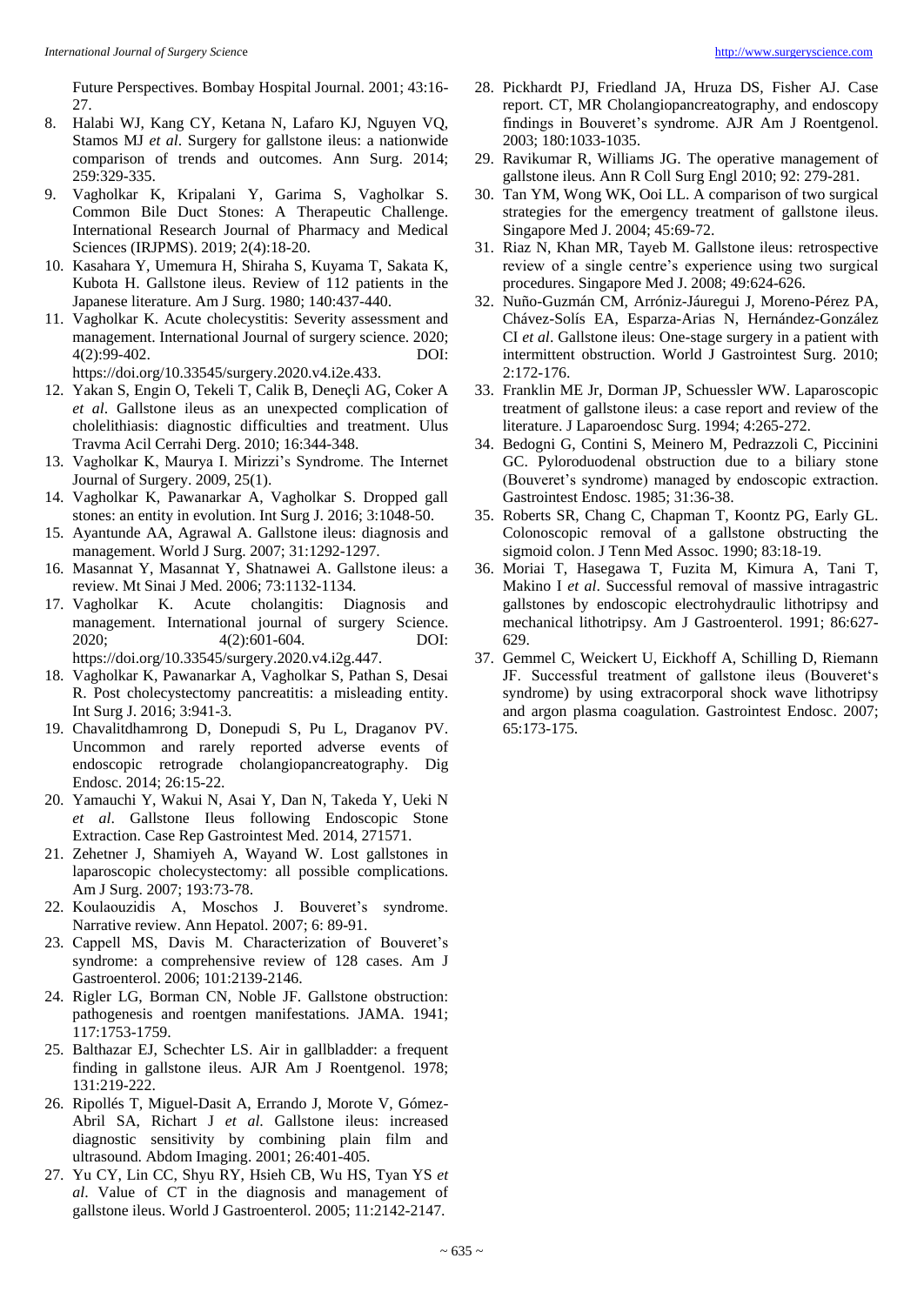Future Perspectives. Bombay Hospital Journal. 2001; 43:16-27.

8. Halabi WJ, Kang CY, Ketana N, Lafaro KJ, Nguyen VQ, Stamos MJ *et al*. Surgery for gallstone ileus: a nationwide comparison of trends and outcomes. Ann Surg. 2014; 259:329-335.
9. Vagholkar K, Kripalani Y, Garima S, Vagholkar S. Common Bile Duct Stones: A Therapeutic Challenge. International Research Journal of Pharmacy and Medical Sciences (IRJPMS). 2019; 2(4):18-20.
10. Kasahara Y, Umemura H, Shiraha S, Kuyama T, Sakata K, Kubota H. Gallstone ileus. Review of 112 patients in the Japanese literature. Am J Surg. 1980; 140:437-440.
11. Vagholkar K. Acute cholecystitis: Severity assessment and management. International Journal of surgery science. 2020; 4(2):99-402. DOI: https://doi.org/10.33545/surgery.2020.v4.i2e.433.
12. Yakan S, Engin O, Tekeli T, Calik B, Deneçli AG, Coker A *et al*. Gallstone ileus as an unexpected complication of cholelithiasis: diagnostic difficulties and treatment. Ulus Travma Acil Cerrahi Derg. 2010; 16:344-348.
13. Vagholkar K, Maurya I. Mirizzi's Syndrome. The Internet Journal of Surgery. 2009, 25(1).
14. Vagholkar K, Pawanarkar A, Vagholkar S. Dropped gall stones: an entity in evolution. Int Surg J. 2016; 3:1048-50.
15. Ayantunde AA, Agrawal A. Gallstone ileus: diagnosis and management. World J Surg. 2007; 31:1292-1297.
16. Masannat Y, Masannat Y, Shatnawei A. Gallstone ileus: a review. Mt Sinai J Med. 2006; 73:1132-1134.
17. Vagholkar K. Acute cholangitis: Diagnosis and management. International journal of surgery Science. 2020; 4(2):601-604. DOI: https://doi.org/10.33545/surgery.2020.v4.i2g.447.
18. Vagholkar K, Pawanarkar A, Vagholkar S, Pathan S, Desai R. Post cholecystectomy pancreatitis: a misleading entity. Int Surg J. 2016; 3:941-3.
19. Chavalitdhamrong D, Donepudi S, Pu L, Draganov PV. Uncommon and rarely reported adverse events of endoscopic retrograde cholangiopancreatography. Dig Endosc. 2014; 26:15-22.
20. Yamauchi Y, Wakui N, Asai Y, Dan N, Takeda Y, Ueki N *et al*. Gallstone Ileus following Endoscopic Stone Extraction. Case Rep Gastrointest Med. 2014, 271571.
21. Zehetner J, Shamiyeh A, Wayand W. Lost gallstones in laparoscopic cholecystectomy: all possible complications. Am J Surg. 2007; 193:73-78.
22. Koulaouzidis A, Moschos J. Bouveret's syndrome. Narrative review. Ann Hepatol. 2007; 6: 89-91.
23. Cappell MS, Davis M. Characterization of Bouveret's syndrome: a comprehensive review of 128 cases. Am J Gastroenterol. 2006; 101:2139-2146.
24. Rigler LG, Borman CN, Noble JF. Gallstone obstruction: pathogenesis and roentgen manifestations. JAMA. 1941; 117:1753-1759.
25. Balthazar EJ, Schechter LS. Air in gallbladder: a frequent finding in gallstone ileus. AJR Am J Roentgenol. 1978; 131:219-222.
26. Ripollés T, Miguel-Dasit A, Errando J, Morote V, Gómez-Abril SA, Richart J *et al.* Gallstone ileus: increased diagnostic sensitivity by combining plain film and ultrasound. Abdom Imaging. 2001; 26:401-405.
27. Yu CY, Lin CC, Shyu RY, Hsieh CB, Wu HS, Tyan YS *et al*. Value of CT in the diagnosis and management of gallstone ileus. World J Gastroenterol. 2005; 11:2142-2147.
28. Pickhardt PJ, Friedland JA, Hruza DS, Fisher AJ. Case report. CT, MR Cholangiopancreatography, and endoscopy findings in Bouveret's syndrome. AJR Am J Roentgenol. 2003; 180:1033-1035.
29. Ravikumar R, Williams JG. The operative management of gallstone ileus. Ann R Coll Surg Engl 2010; 92: 279-281.
30. Tan YM, Wong WK, Ooi LL. A comparison of two surgical strategies for the emergency treatment of gallstone ileus. Singapore Med J. 2004; 45:69-72.
31. Riaz N, Khan MR, Tayeb M. Gallstone ileus: retrospective review of a single centre's experience using two surgical procedures. Singapore Med J. 2008; 49:624-626.
32. Nuño-Guzmán CM, Arróniz-Jáuregui J, Moreno-Pérez PA, Chávez-Solís EA, Esparza-Arias N, Hernández-González CI *et al*. Gallstone ileus: One-stage surgery in a patient with intermittent obstruction. World J Gastrointest Surg. 2010; 2:172-176.
33. Franklin ME Jr, Dorman JP, Schuessler WW. Laparoscopic treatment of gallstone ileus: a case report and review of the literature. J Laparoendosc Surg. 1994; 4:265-272.
34. Bedogni G, Contini S, Meinero M, Pedrazzoli C, Piccinini GC. Pyloroduodenal obstruction due to a biliary stone (Bouveret's syndrome) managed by endoscopic extraction. Gastrointest Endosc. 1985; 31:36-38.
35. Roberts SR, Chang C, Chapman T, Koontz PG, Early GL. Colonoscopic removal of a gallstone obstructing the sigmoid colon. J Tenn Med Assoc. 1990; 83:18-19.
36. Moriai T, Hasegawa T, Fuzita M, Kimura A, Tani T, Makino I *et al*. Successful removal of massive intragastric gallstones by endoscopic electrohydraulic lithotripsy and mechanical lithotripsy. Am J Gastroenterol. 1991; 86:627-629.
37. Gemmel C, Weickert U, Eickhoff A, Schilling D, Riemann JF. Successful treatment of gallstone ileus (Bouveret's syndrome) by using extracorporal shock wave lithotripsy and argon plasma coagulation. Gastrointest Endosc. 2007; 65:173-175.